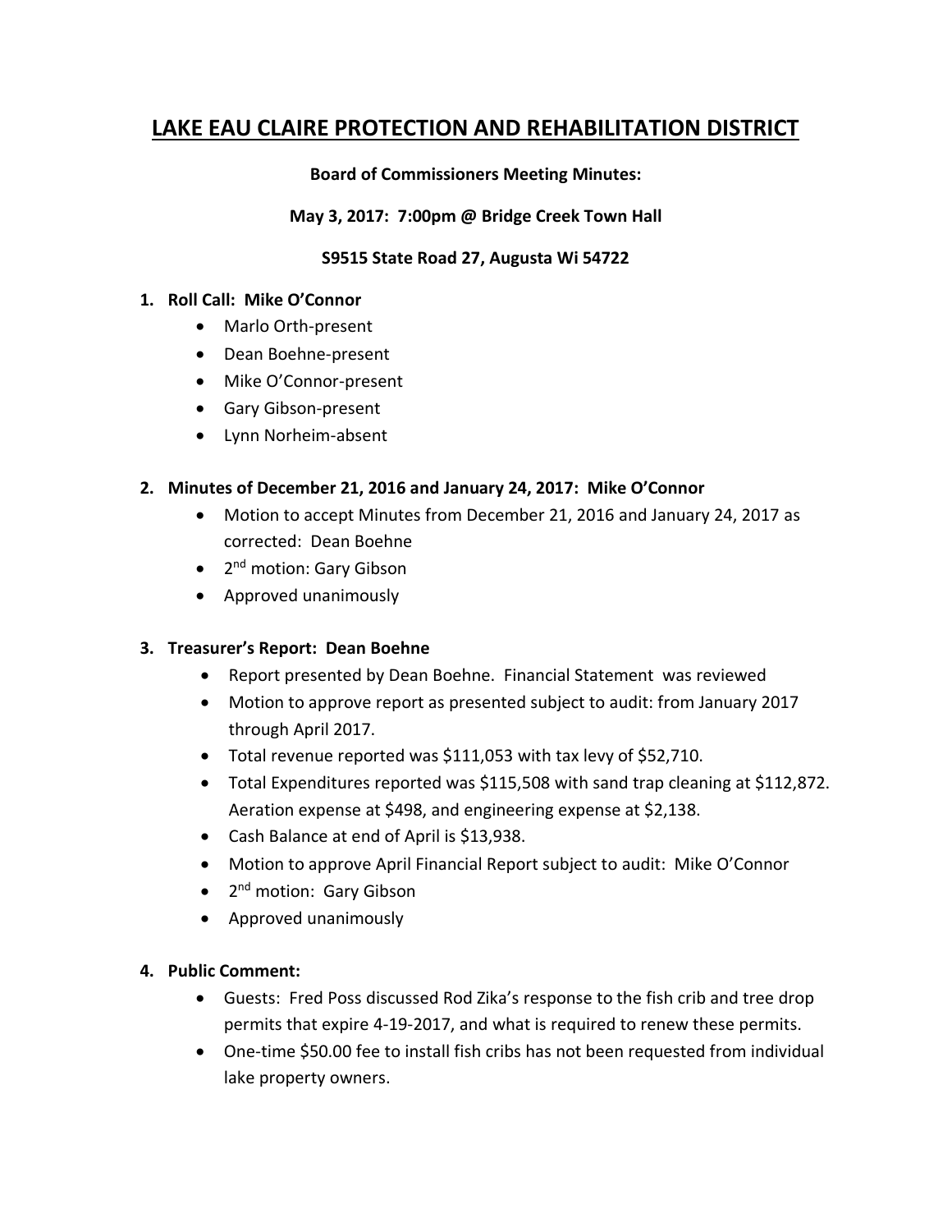# LAKE EAU CLAIRE PROTECTION AND REHABILITATION DISTRICT

**Board of Commissioners Meeting Minutes:**

**May 3, 2017: 7:00pm @ Bridge Creek Town Hall**

**S9515 State Road 27, Augusta Wi 54722**

1. **Roll Call: Mike O'Connor**
   - Marlo Orth-present
   - Dean Boehne-present
   - Mike O'Connor-present
   - Gary Gibson-present
   - Lynn Norheim-absent

2. **Minutes of December 21, 2016 and January 24, 2017: Mike O'Connor**
   - Motion to accept Minutes from December 21, 2016 and January 24, 2017 as corrected: Dean Boehne
   - 2nd motion: Gary Gibson
   - Approved unanimously

3. **Treasurer's Report: Dean Boehne**
   - Report presented by Dean Boehne. Financial Statement was reviewed
   - Motion to approve report as presented subject to audit: from January 2017 through April 2017.
   - Total revenue reported was $111,053 with tax levy of $52,710.
   - Total Expenditures reported was $115,508 with sand trap cleaning at $112,872. Aeration expense at $498, and engineering expense at $2,138.
   - Cash Balance at end of April is $13,938.
   - Motion to approve April Financial Report subject to audit: Mike O'Connor
   - 2nd motion: Gary Gibson
   - Approved unanimously

4. **Public Comment:**
   - Guests: Fred Poss discussed Rod Zika's response to the fish crib and tree drop permits that expire 4-19-2017, and what is required to renew these permits.
   - One-time $50.00 fee to install fish cribs has not been requested from individual lake property owners.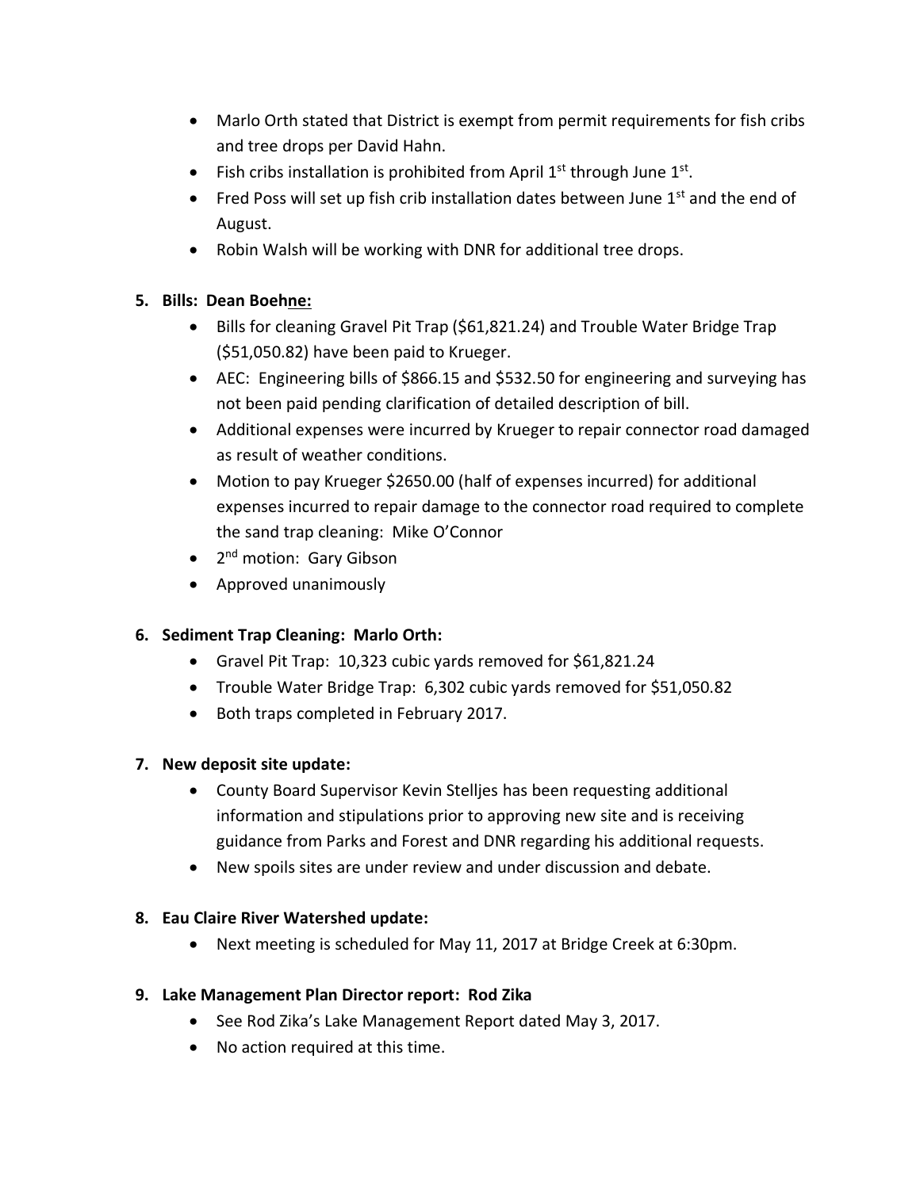- Marlo Orth stated that District is exempt from permit requirements for fish cribs and tree drops per David Hahn.
- Fish cribs installation is prohibited from April 1st through June 1st.
- Fred Poss will set up fish crib installation dates between June 1st and the end of August.
- Robin Walsh will be working with DNR for additional tree drops.

5. **Bills: Dean Boehne:**
   - Bills for cleaning Gravel Pit Trap ($61,821.24) and Trouble Water Bridge Trap ($51,050.82) have been paid to Krueger.
   - AEC: Engineering bills of $866.15 and $532.50 for engineering and surveying has not been paid pending clarification of detailed description of bill.
   - Additional expenses were incurred by Krueger to repair connector road damaged as result of weather conditions.
   - Motion to pay Krueger $2650.00 (half of expenses incurred) for additional expenses incurred to repair damage to the connector road required to complete the sand trap cleaning: Mike O'Connor
   - 2nd motion: Gary Gibson
   - Approved unanimously

6. **Sediment Trap Cleaning: Marlo Orth:**
   - Gravel Pit Trap: 10,323 cubic yards removed for $61,821.24
   - Trouble Water Bridge Trap: 6,302 cubic yards removed for $51,050.82
   - Both traps completed in February 2017.

7. **New deposit site update:**
   - County Board Supervisor Kevin Stelljes has been requesting additional information and stipulations prior to approving new site and is receiving guidance from Parks and Forest and DNR regarding his additional requests.
   - New spoils sites are under review and under discussion and debate.

8. **Eau Claire River Watershed update:**
   - Next meeting is scheduled for May 11, 2017 at Bridge Creek at 6:30pm.

9. **Lake Management Plan Director report: Rod Zika**
   - See Rod Zika's Lake Management Report dated May 3, 2017.
   - No action required at this time.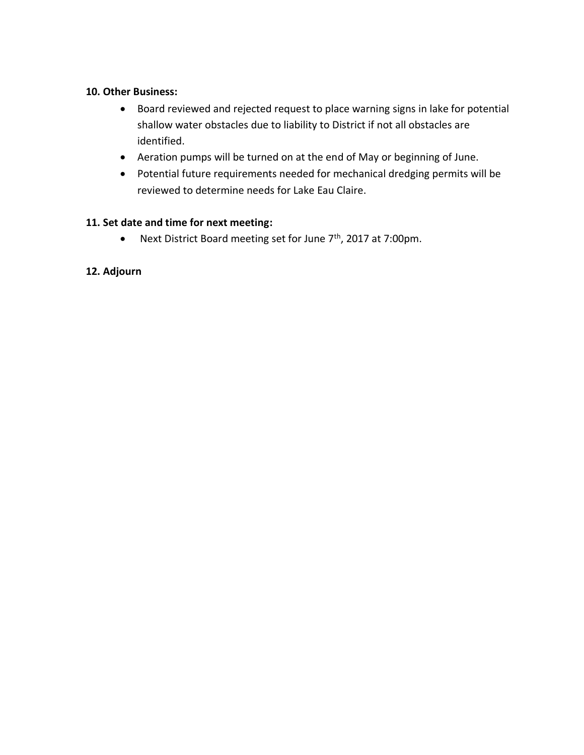**10. Other Business:**

- Board reviewed and rejected request to place warning signs in lake for potential shallow water obstacles due to liability to District if not all obstacles are identified.
- Aeration pumps will be turned on at the end of May or beginning of June.
- Potential future requirements needed for mechanical dredging permits will be reviewed to determine needs for Lake Eau Claire.

**11. Set date and time for next meeting:**

- Next District Board meeting set for June 7th, 2017 at 7:00pm.

**12. Adjourn**